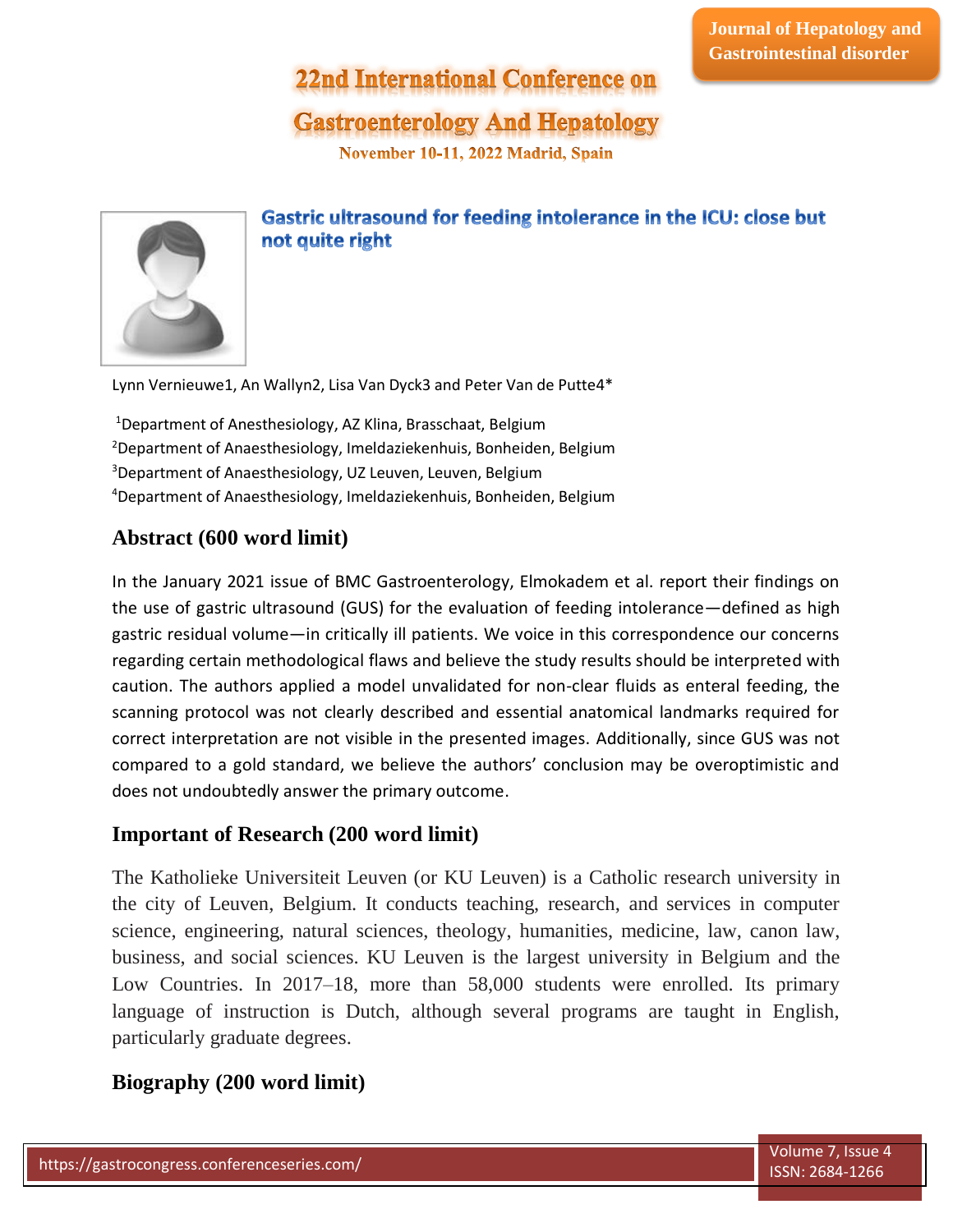# 22nd International Conference on Gastroenterology And Hepatology

November 10-11, 2022 Madrid, Spain

## Gastric ultrasound for feeding intolerance in the ICU: close but not quite right

Lynn Vernieuwe1, An Wallyn2, Lisa Van Dyck3 and Peter Van de Putte4*

[1]Department of Anesthesiology, AZ Klina, Brasschaat, Belgium
[2]Department of Anaesthesiology, Imeldaziekenhuis, Bonheiden, Belgium
[3]Department of Anaesthesiology, UZ Leuven, Leuven, Belgium
[4]Department of Anaesthesiology, Imeldaziekenhuis, Bonheiden, Belgium

## Abstract (600 word limit)

In the January 2021 issue of BMC Gastroenterology, Elmokadem et al. report their findings on the use of gastric ultrasound (GUS) for the evaluation of feeding intolerance—defined as high gastric residual volume—in critically ill patients. We voice in this correspondence our concerns regarding certain methodological flaws and believe the study results should be interpreted with caution. The authors applied a model unvalidated for non-clear fluids as enteral feeding, the scanning protocol was not clearly described and essential anatomical landmarks required for correct interpretation are not visible in the presented images. Additionally, since GUS was not compared to a gold standard, we believe the authors' conclusion may be overoptimistic and does not undoubtedly answer the primary outcome.

## Important of Research (200 word limit)

The Katholieke Universiteit Leuven (or KU Leuven) is a Catholic research university in the city of Leuven, Belgium. It conducts teaching, research, and services in computer science, engineering, natural sciences, theology, humanities, medicine, law, canon law, business, and social sciences. KU Leuven is the largest university in Belgium and the Low Countries. In 2017–18, more than 58,000 students were enrolled. Its primary language of instruction is Dutch, although several programs are taught in English, particularly graduate degrees.

## Biography (200 word limit)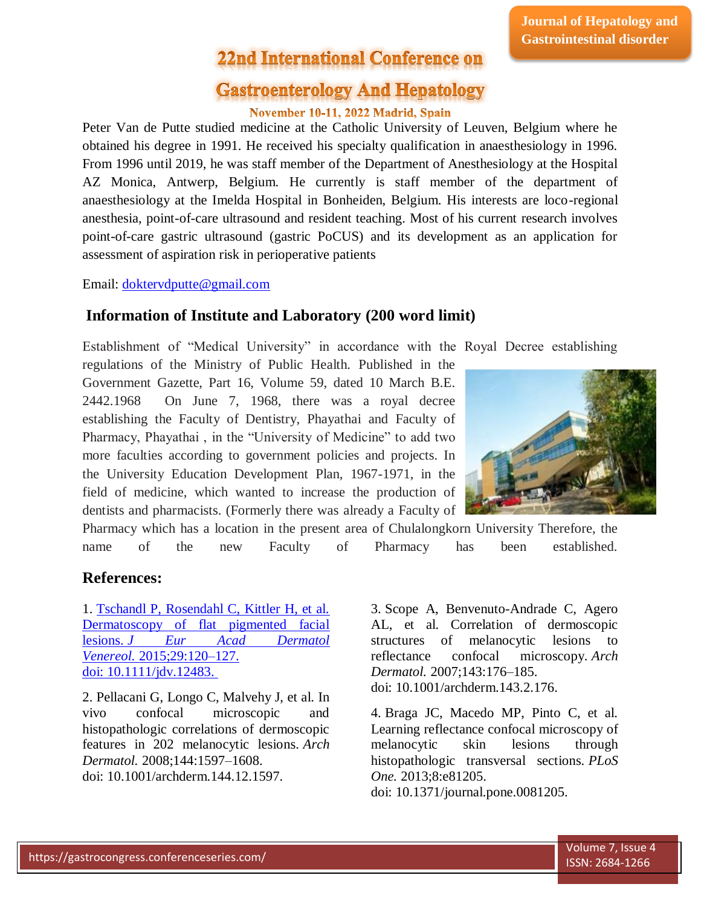Peter Van de Putte studied medicine at the Catholic University of Leuven, Belgium where he obtained his degree in 1991. He received his specialty qualification in anaesthesiology in 1996. From 1996 until 2019, he was staff member of the Department of Anesthesiology at the Hospital AZ Monica, Antwerp, Belgium. He currently is staff member of the department of anaesthesiology at the Imelda Hospital in Bonheiden, Belgium. His interests are loco-regional anesthesia, point-of-care ultrasound and resident teaching. Most of his current research involves point-of-care gastric ultrasound (gastric PoCUS) and its development as an application for assessment of aspiration risk in perioperative patients

Email: doktervdputte@gmail.com

## Information of Institute and Laboratory (200 word limit)

Establishment of "Medical University" in accordance with the Royal Decree establishing regulations of the Ministry of Public Health. Published in the Government Gazette, Part 16, Volume 59, dated 10 March B.E. 2442.1968 On June 7, 1968, there was a royal decree establishing the Faculty of Dentistry, Phayathai and Faculty of Pharmacy, Phayathai , in the "University of Medicine" to add two more faculties according to government policies and projects. In the University Education Development Plan, 1967-1971, in the field of medicine, which wanted to increase the production of dentists and pharmacists. (Formerly there was already a Faculty of Pharmacy which has a location in the present area of Chulalongkorn University Therefore, the name of the new Faculty of Pharmacy has been established.

## References:

1. Tschandl P, Rosendahl C, Kittler H, et al. Dermatoscopy of flat pigmented facial lesions. *J Eur Acad Dermatol Venereol.* 2015;29:120–127. doi: 10.1111/jdv.12483.

2. Pellacani G, Longo C, Malvehy J, et al. In vivo confocal microscopic and histopathologic correlations of dermoscopic features in 202 melanocytic lesions. *Arch Dermatol.* 2008;144:1597–1608. doi: 10.1001/archderm.144.12.1597.

3. Scope A, Benvenuto-Andrade C, Agero AL, et al. Correlation of dermoscopic structures of melanocytic lesions to reflectance confocal microscopy. *Arch Dermatol.* 2007;143:176–185. doi: 10.1001/archderm.143.2.176.

4. Braga JC, Macedo MP, Pinto C, et al. Learning reflectance confocal microscopy of melanocytic skin lesions through histopathologic transversal sections. *PLoS One.* 2013;8:e81205. doi: 10.1371/journal.pone.0081205.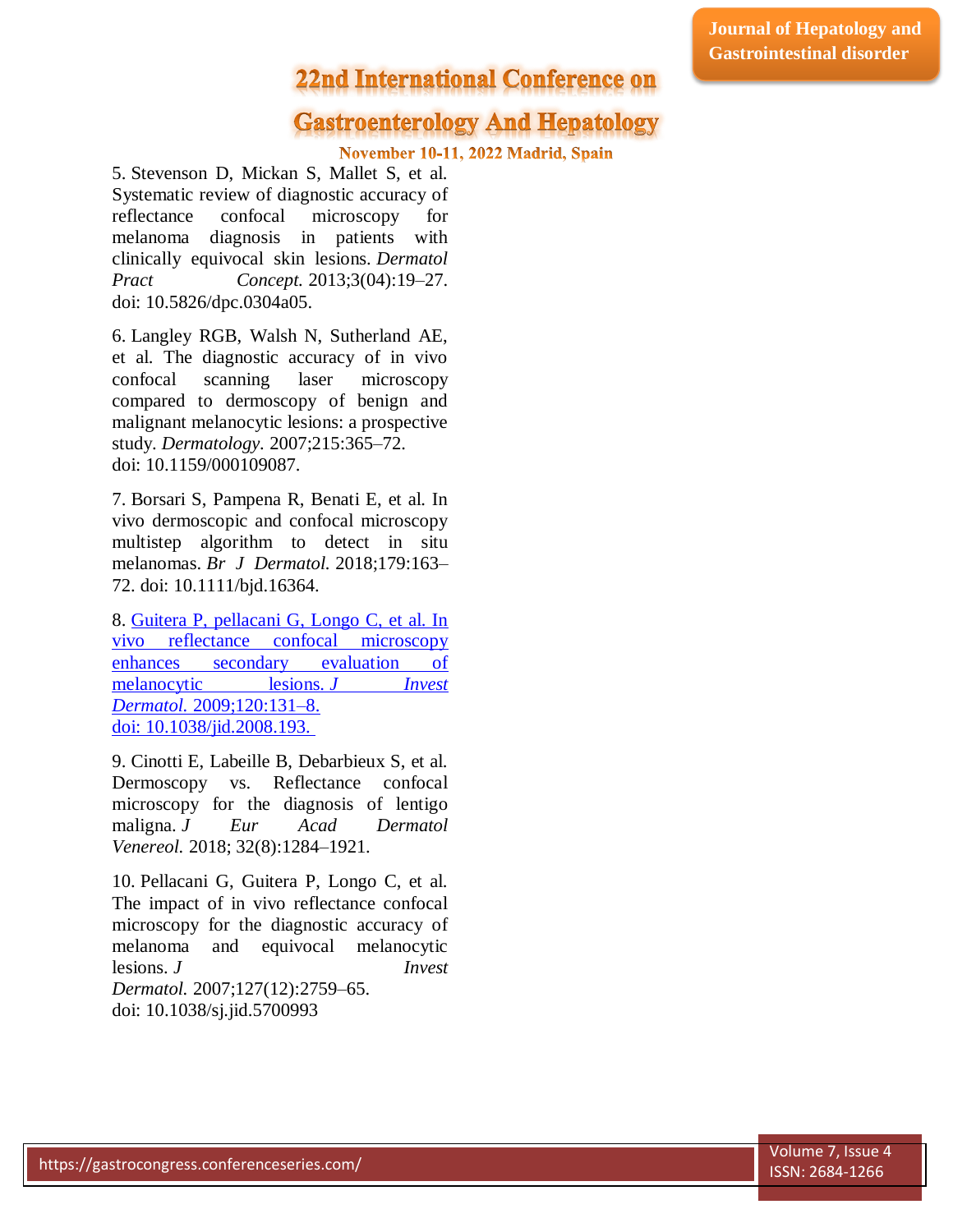5. Stevenson D, Mickan S, Mallet S, et al. Systematic review of diagnostic accuracy of reflectance confocal microscopy for melanoma diagnosis in patients with clinically equivocal skin lesions. *Dermatol Pract Concept.* 2013;3(04):19–27. doi: 10.5826/dpc.0304a05.

6. Langley RGB, Walsh N, Sutherland AE, et al. The diagnostic accuracy of in vivo confocal scanning laser microscopy compared to dermoscopy of benign and malignant melanocytic lesions: a prospective study. *Dermatology.* 2007;215:365–72. doi: 10.1159/000109087.

7. Borsari S, Pampena R, Benati E, et al. In vivo dermoscopic and confocal microscopy multistep algorithm to detect in situ melanomas. *Br J Dermatol.* 2018;179:163–72. doi: 10.1111/bjd.16364.

8. Guitera P, pellacani G, Longo C, et al. In vivo reflectance confocal microscopy enhances secondary evaluation of melanocytic lesions. *J Invest Dermatol.* 2009;120:131–8. doi: 10.1038/jid.2008.193.

9. Cinotti E, Labeille B, Debarbieux S, et al. Dermoscopy vs. Reflectance confocal microscopy for the diagnosis of lentigo maligna. *J Eur Acad Dermatol Venereol.* 2018; 32(8):1284–1921.

10. Pellacani G, Guitera P, Longo C, et al. The impact of in vivo reflectance confocal microscopy for the diagnostic accuracy of melanoma and equivocal melanocytic lesions. *J Invest Dermatol.* 2007;127(12):2759–65. doi: 10.1038/sj.jid.5700993